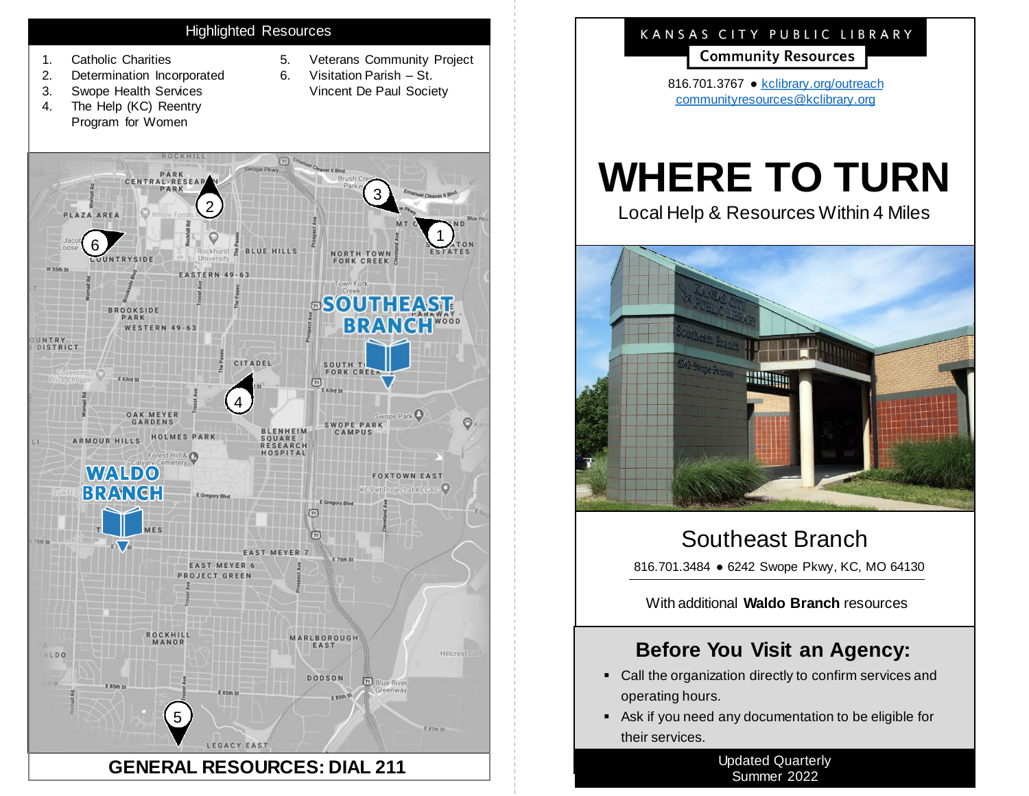## Highlighted Resources

1. Catholic Charities
2. Determination Incorporated
3. Swope Health Services
4. The Help (KC) Reentry Program for Women
5. Veterans Community Project
6. Visitation Parish – St. Vincent De Paul Society

**GENERAL RESOURCES: DIAL 211**

KANSAS CITY PUBLIC LIBRARY

**Community Resources**

816.701.3767 ● kclibrary.org/outreach
communityresources@kclibrary.org

# WHERE TO TURN

Local Help & Resources Within 4 Miles

## Southeast Branch

816.701.3484 ● 6242 Swope Pkwy, KC, MO 64130

With additional **Waldo Branch** resources

## Before You Visit an Agency:

- Call the organization directly to confirm services and operating hours.
- Ask if you need any documentation to be eligible for their services.

Updated Quarterly
Summer 2022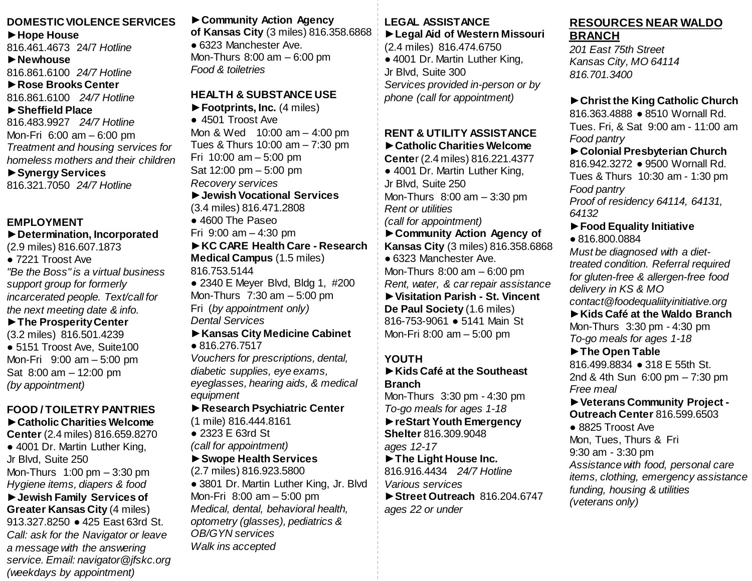**DOMESTIC VIOLENCE SERVICES**

►**Hope House**
816.461.4673 24/7 *Hotline*

►**Newhouse**
816.861.6100 *24/7 Hotline*

►**Rose Brooks Center**
816.861.6100 *24/7 Hotline*

►**Sheffield Place**
816.483.9927 *24/7 Hotline*
Mon-Fri 6:00 am – 6:00 pm
*Treatment and housing services for homeless mothers and their children*

►**Synergy Services**
816.321.7050 *24/7 Hotline*

**EMPLOYMENT**

►**Determination, Incorporated**
(2.9 miles) 816.607.1873
● 7221 Troost Ave
*"Be the Boss" is a virtual business support group for formerly incarcerated people. Text/call for the next meeting date & info.*

►**The Prosperity Center**
(3.2 miles) 816.501.4239
● 5151 Troost Ave, Suite100
Mon-Fri 9:00 am – 5:00 pm
Sat 8:00 am – 12:00 pm
*(by appointment)*

**FOOD / TOILETRY PANTRIES**

►**Catholic Charities Welcome Center** (2.4 miles) 816.659.8270
● 4001 Dr. Martin Luther King, Jr Blvd, Suite 250
Mon-Thurs 1:00 pm – 3:30 pm
*Hygiene items, diapers & food*

►**Jewish Family Services of Greater Kansas City** (4 miles)
913.327.8250 ● 425 East 63rd St.
*Call: ask for the Navigator or leave a message with the answering service. Email: navigator@jfskc.org (weekdays by appointment)*

►**Community Action Agency of Kansas City** (3 miles) 816.358.6868
● 6323 Manchester Ave.
Mon-Thurs 8:00 am – 6:00 pm
*Food & toiletries*

**HEALTH & SUBSTANCE USE**

►**Footprints, Inc.** (4 miles)
● 4501 Troost Ave
Mon & Wed 10:00 am – 4:00 pm
Tues & Thurs 10:00 am – 7:30 pm
Fri 10:00 am – 5:00 pm
Sat 12:00 pm – 5:00 pm
*Recovery services*

►**Jewish Vocational Services**
(3.4 miles) 816.471.2808
● 4600 The Paseo
Fri 9:00 am – 4:30 pm

►**KC CARE Health Care - Research Medical Campus** (1.5 miles)
816.753.5144
● 2340 E Meyer Blvd, Bldg 1, #200
Mon-Thurs 7:30 am – 5:00 pm
Fri (*by appointment only)*
*Dental Services*

►**Kansas City Medicine Cabinet**
● 816.276.7517
*Vouchers for prescriptions, dental, diabetic supplies, eye exams, eyeglasses, hearing aids, & medical equipment*

►**Research Psychiatric Center**
(1 mile) 816.444.8161
● 2323 E 63rd St
*(call for appointment)*

►**Swope Health Services**
(2.7 miles) 816.923.5800
● 3801 Dr. Martin Luther King, Jr. Blvd
Mon-Fri 8:00 am – 5:00 pm
*Medical, dental, behavioral health, optometry (glasses), pediatrics & OB/GYN services*
*Walk ins accepted*

**LEGAL ASSISTANCE**

►**Legal Aid of Western Missouri**
(2.4 miles) 816.474.6750
● 4001 Dr. Martin Luther King, Jr Blvd, Suite 300
*Services provided in-person or by phone (call for appointment)*

**RENT & UTILITY ASSISTANCE**

►**Catholic Charities Welcome Cente**r (2.4 miles) 816.221.4377
● 4001 Dr. Martin Luther King, Jr Blvd, Suite 250
Mon-Thurs 8:00 am – 3:30 pm
*Rent or utilities*
*(call for appointment)*

►**Community Action Agency of Kansas City** (3 miles) 816.358.6868
● 6323 Manchester Ave.
Mon-Thurs 8:00 am – 6:00 pm
*Rent, water, & car repair assistance*

►**Visitation Parish - St. Vincent De Paul Society** (1.6 miles)
816-753-9061 ● 5141 Main St
Mon-Fri 8:00 am – 5:00 pm

**YOUTH**

►**Kids Café at the Southeast Branch**
Mon-Thurs 3:30 pm - 4:30 pm
*To-go meals for ages 1-18*

►**reStart Youth Emergency Shelter** 816.309.9048
*ages 12-17*

►**The Light House Inc.**
816.916.4434 *24/7 Hotline*
*Various services*

►**Street Outreach** 816.204.6747
*ages 22 or under*

## RESOURCES NEAR WALDO BRANCH

*201 East 75th Street*
*Kansas City, MO 64114*
*816.701.3400*

►**Christ the King Catholic Church**
816.363.4888 ● 8510 Wornall Rd.
Tues. Fri, & Sat 9:00 am - 11:00 am
*Food pantry*

►**Colonial Presbyterian Church**
816.942.3272 ● 9500 Wornall Rd.
Tues & Thurs 10:30 am - 1:30 pm
*Food pantry*
*Proof of residency 64114, 64131, 64132*

►**Food Equality Initiative**
● 816.800.0884
*Must be diagnosed with a diet-treated condition. Referral required for gluten-free & allergen-free food delivery in KS & MO*
*contact@foodequaliityinitiative.org*

►**Kids Café at the Waldo Branch**
Mon-Thurs 3:30 pm - 4:30 pm
*To-go meals for ages 1-18*

►**The Open Table**
816.499.8834 ● 318 E 55th St.
2nd & 4th Sun 6:00 pm – 7:30 pm
*Free meal*

►**Veterans Community Project - Outreach Center** 816.599.6503
● 8825 Troost Ave
Mon, Tues, Thurs & Fri
9:30 am - 3:30 pm
*Assistance with food, personal care items, clothing, emergency assistance funding, housing & utilities (veterans only)*